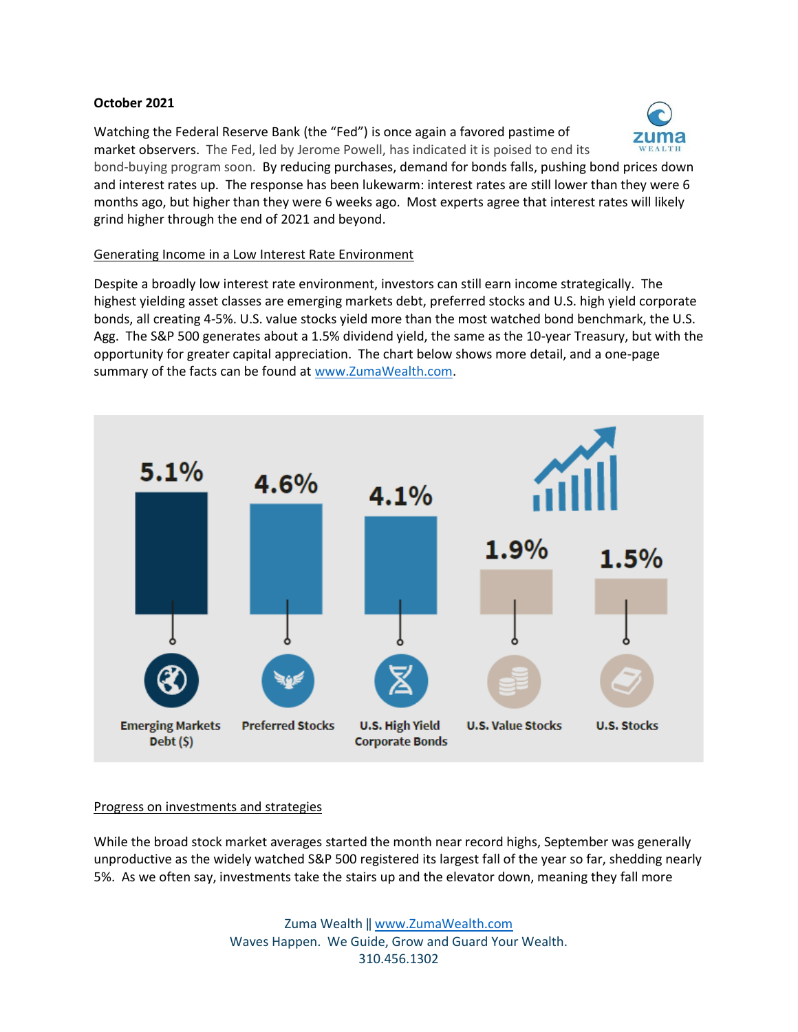**October 2021**

Watching the Federal Reserve Bank (the "Fed") is once again a favored pastime of market observers. The Fed, led by Jerome Powell, has indicated it is poised to end its bond-buying program soon. By reducing purchases, demand for bonds falls, pushing bond prices down and interest rates up. The response has been lukewarm: interest rates are still lower than they were 6 months ago, but higher than they were 6 weeks ago. Most experts agree that interest rates will likely grind higher through the end of 2021 and beyond.

## Generating Income in a Low Interest Rate Environment

Despite a broadly low interest rate environment, investors can still earn income strategically. The highest yielding asset classes are emerging markets debt, preferred stocks and U.S. high yield corporate bonds, all creating 4-5%. U.S. value stocks yield more than the most watched bond benchmark, the U.S. Agg. The S&P 500 generates about a 1.5% dividend yield, the same as the 10-year Treasury, but with the opportunity for greater capital appreciation. The chart below shows more detail, and a one-page summary of the facts can be found at www.ZumaWealth.com.

| Emerging Markets Debt ($) | Preferred Stocks | U.S. High Yield Corporate Bonds | U.S. Value Stocks | U.S. Stocks |
|---|---|---|---|---|
| 5.1% | 4.6% | 4.1% | 1.9% | 1.5% |

## Progress on investments and strategies

While the broad stock market averages started the month near record highs, September was generally unproductive as the widely watched S&P 500 registered its largest fall of the year so far, shedding nearly 5%. As we often say, investments take the stairs up and the elevator down, meaning they fall more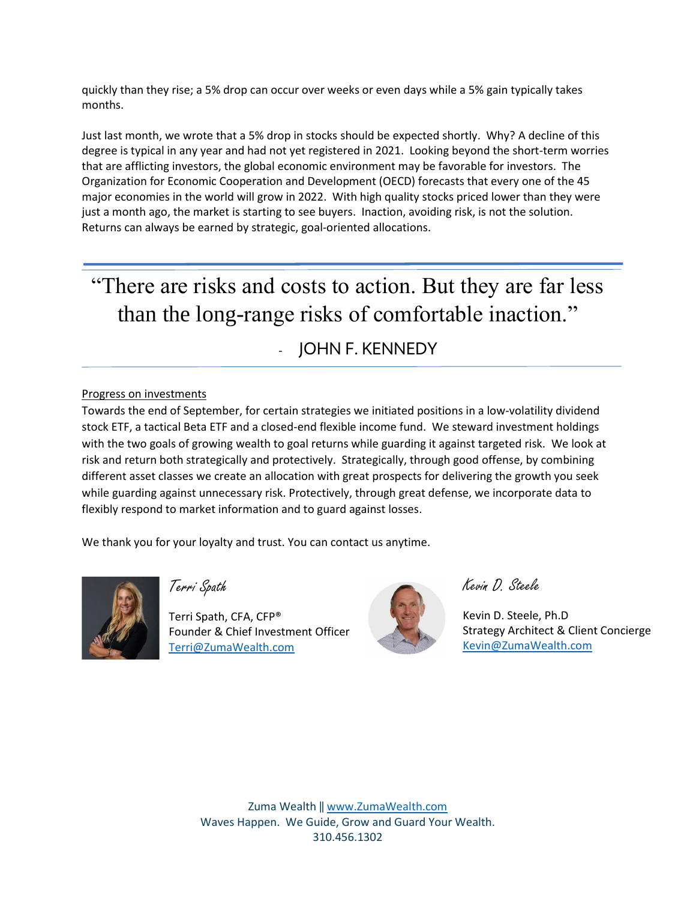quickly than they rise; a 5% drop can occur over weeks or even days while a 5% gain typically takes months.

Just last month, we wrote that a 5% drop in stocks should be expected shortly. Why? A decline of this degree is typical in any year and had not yet registered in 2021. Looking beyond the short-term worries that are afflicting investors, the global economic environment may be favorable for investors. The Organization for Economic Cooperation and Development (OECD) forecasts that every one of the 45 major economies in the world will grow in 2022. With high quality stocks priced lower than they were just a month ago, the market is starting to see buyers. Inaction, avoiding risk, is not the solution. Returns can always be earned by strategic, goal-oriented allocations.

---

> "There are risks and costs to action. But they are far less than the long-range risks of comfortable inaction."
>
> \- JOHN F. KENNEDY

---

Progress on investments

Towards the end of September, for certain strategies we initiated positions in a low-volatility dividend stock ETF, a tactical Beta ETF and a closed-end flexible income fund. We steward investment holdings with the two goals of growing wealth to goal returns while guarding it against targeted risk. We look at risk and return both strategically and protectively. Strategically, through good offense, by combining different asset classes we create an allocation with great prospects for delivering the growth you seek while guarding against unnecessary risk. Protectively, through great defense, we incorporate data to flexibly respond to market information and to guard against losses.

We thank you for your loyalty and trust. You can contact us anytime.

*Terri Spath*

Terri Spath, CFA, CFP®
Founder & Chief Investment Officer
Terri@ZumaWealth.com

*Kevin D. Steele*

Kevin D. Steele, Ph.D
Strategy Architect & Client Concierge
Kevin@ZumaWealth.com

Zuma Wealth || www.ZumaWealth.com
Waves Happen. We Guide, Grow and Guard Your Wealth.
310.456.1302